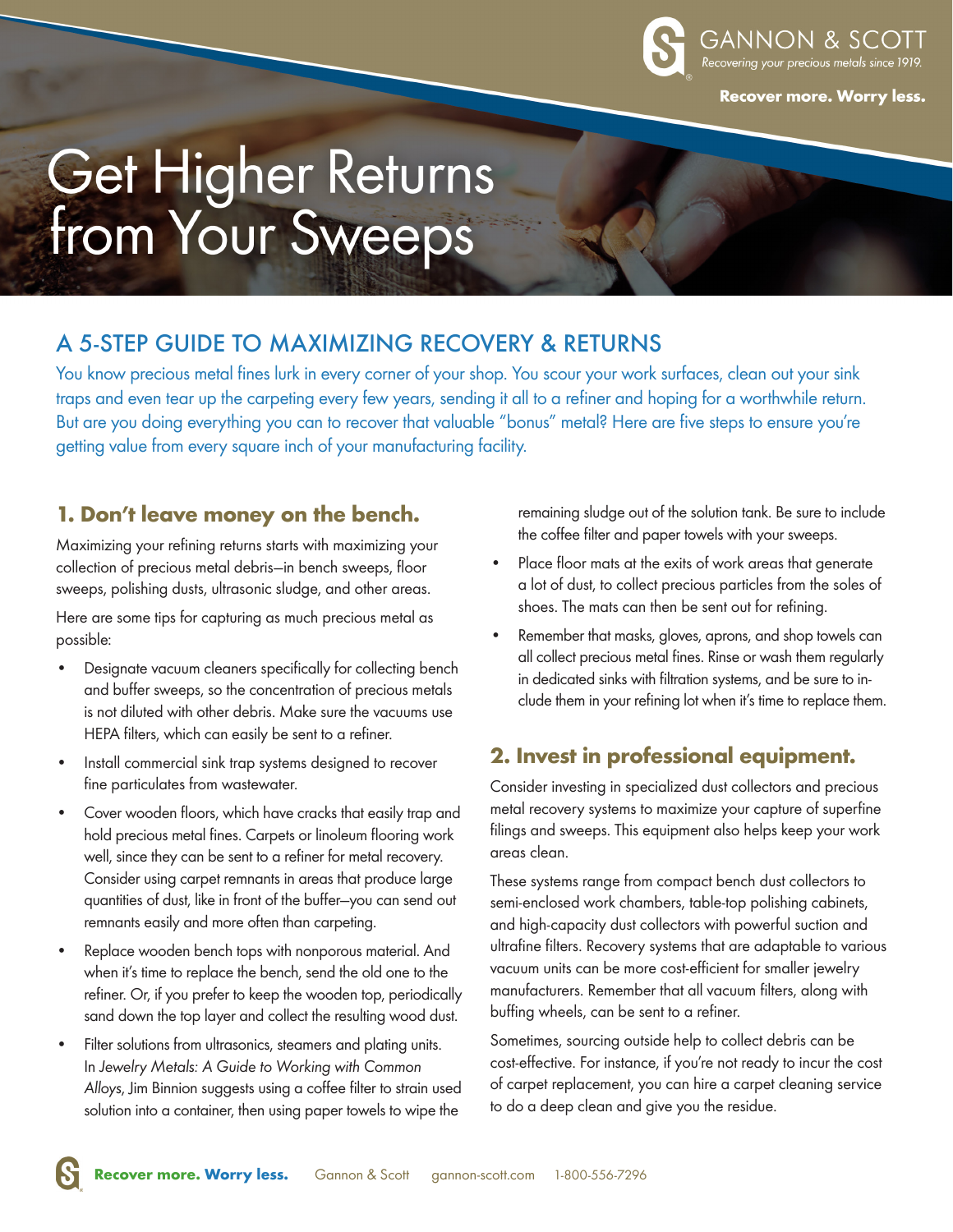GANNON & SCOTT

*Recovering your precious metals since 1919.*

**Recover more. Worry less.**

# Get Higher Returns from Your Sweeps

## A 5-STEP GUIDE TO MAXIMIZING RECOVERY & RETURNS

You know precious metal fines lurk in every corner of your shop. You scour your work surfaces, clean out your sink traps and even tear up the carpeting every few years, sending it all to a refiner and hoping for a worthwhile return. But are you doing everything you can to recover that valuable "bonus" metal? Here are five steps to ensure you're getting value from every square inch of your manufacturing facility.

### 1. Don't leave money on the bench.

Maximizing your refining returns starts with maximizing your collection of precious metal debris—in bench sweeps, floor sweeps, polishing dusts, ultrasonic sludge, and other areas.

Here are some tips for capturing as much precious metal as possible:

- Designate vacuum cleaners specifically for collecting bench and buffer sweeps, so the concentration of precious metals is not diluted with other debris. Make sure the vacuums use HEPA filters, which can easily be sent to a refiner.
- Install commercial sink trap systems designed to recover fine particulates from wastewater.
- Cover wooden floors, which have cracks that easily trap and hold precious metal fines. Carpets or linoleum flooring work well, since they can be sent to a refiner for metal recovery. Consider using carpet remnants in areas that produce large quantities of dust, like in front of the buffer—you can send out remnants easily and more often than carpeting.
- Replace wooden bench tops with nonporous material. And when it's time to replace the bench, send the old one to the refiner. Or, if you prefer to keep the wooden top, periodically sand down the top layer and collect the resulting wood dust.
- Filter solutions from ultrasonics, steamers and plating units. In *Jewelry Metals: A Guide to Working with Common Alloys*, Jim Binnion suggests using a coffee filter to strain used solution into a container, then using paper towels to wipe the remaining sludge out of the solution tank. Be sure to include the coffee filter and paper towels with your sweeps.
- Place floor mats at the exits of work areas that generate a lot of dust, to collect precious particles from the soles of shoes. The mats can then be sent out for refining.
- Remember that masks, gloves, aprons, and shop towels can all collect precious metal fines. Rinse or wash them regularly in dedicated sinks with filtration systems, and be sure to include them in your refining lot when it's time to replace them.

### 2. Invest in professional equipment.

Consider investing in specialized dust collectors and precious metal recovery systems to maximize your capture of superfine filings and sweeps. This equipment also helps keep your work areas clean.

These systems range from compact bench dust collectors to semi-enclosed work chambers, table-top polishing cabinets, and high-capacity dust collectors with powerful suction and ultrafine filters. Recovery systems that are adaptable to various vacuum units can be more cost-efficient for smaller jewelry manufacturers. Remember that all vacuum filters, along with buffing wheels, can be sent to a refiner.

Sometimes, sourcing outside help to collect debris can be cost-effective. For instance, if you're not ready to incur the cost of carpet replacement, you can hire a carpet cleaning service to do a deep clean and give you the residue.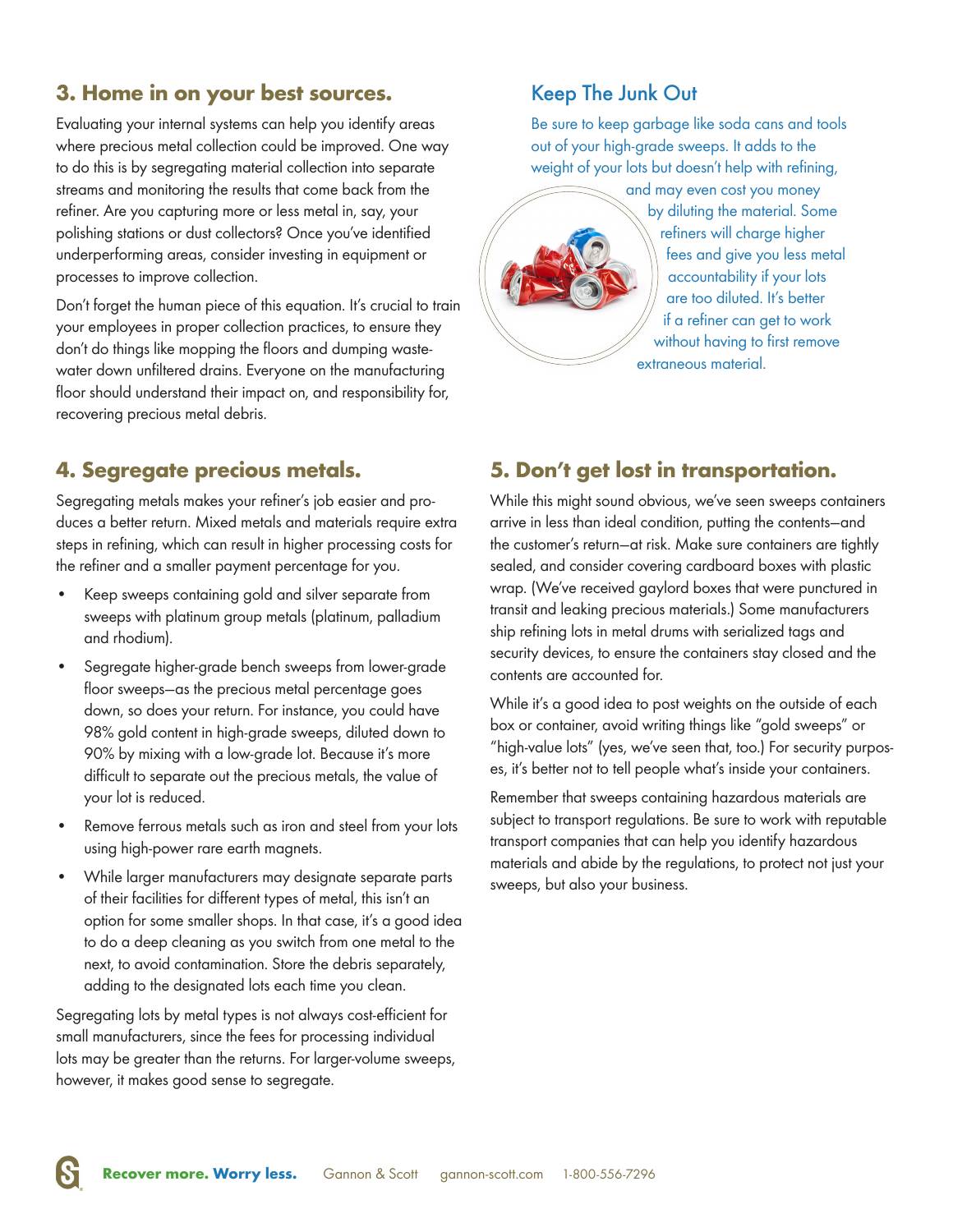## 3. Home in on your best sources.

Evaluating your internal systems can help you identify areas where precious metal collection could be improved. One way to do this is by segregating material collection into separate streams and monitoring the results that come back from the refiner. Are you capturing more or less metal in, say, your polishing stations or dust collectors? Once you've identified underperforming areas, consider investing in equipment or processes to improve collection.

Don't forget the human piece of this equation. It's crucial to train your employees in proper collection practices, to ensure they don't do things like mopping the floors and dumping waste-water down unfiltered drains. Everyone on the manufacturing floor should understand their impact on, and responsibility for, recovering precious metal debris.

### Keep The Junk Out

Be sure to keep garbage like soda cans and tools out of your high-grade sweeps. It adds to the weight of your lots but doesn't help with refining, and may even cost you money by diluting the material. Some refiners will charge higher fees and give you less metal accountability if your lots are too diluted. It's better if a refiner can get to work without having to first remove extraneous material.

## 4. Segregate precious metals.

Segregating metals makes your refiner's job easier and produces a better return. Mixed metals and materials require extra steps in refining, which can result in higher processing costs for the refiner and a smaller payment percentage for you.

- Keep sweeps containing gold and silver separate from sweeps with platinum group metals (platinum, palladium and rhodium).
- Segregate higher-grade bench sweeps from lower-grade floor sweeps—as the precious metal percentage goes down, so does your return. For instance, you could have 98% gold content in high-grade sweeps, diluted down to 90% by mixing with a low-grade lot. Because it's more difficult to separate out the precious metals, the value of your lot is reduced.
- Remove ferrous metals such as iron and steel from your lots using high-power rare earth magnets.
- While larger manufacturers may designate separate parts of their facilities for different types of metal, this isn't an option for some smaller shops. In that case, it's a good idea to do a deep cleaning as you switch from one metal to the next, to avoid contamination. Store the debris separately, adding to the designated lots each time you clean.

Segregating lots by metal types is not always cost-efficient for small manufacturers, since the fees for processing individual lots may be greater than the returns. For larger-volume sweeps, however, it makes good sense to segregate.

## 5. Don't get lost in transportation.

While this might sound obvious, we've seen sweeps containers arrive in less than ideal condition, putting the contents—and the customer's return—at risk. Make sure containers are tightly sealed, and consider covering cardboard boxes with plastic wrap. (We've received gaylord boxes that were punctured in transit and leaking precious materials.) Some manufacturers ship refining lots in metal drums with serialized tags and security devices, to ensure the containers stay closed and the contents are accounted for.

While it's a good idea to post weights on the outside of each box or container, avoid writing things like "gold sweeps" or "high-value lots" (yes, we've seen that, too.) For security purposes, it's better not to tell people what's inside your containers.

Remember that sweeps containing hazardous materials are subject to transport regulations. Be sure to work with reputable transport companies that can help you identify hazardous materials and abide by the regulations, to protect not just your sweeps, but also your business.

**Recover more. Worry less.** Gannon & Scott gannon-scott.com 1-800-556-7296